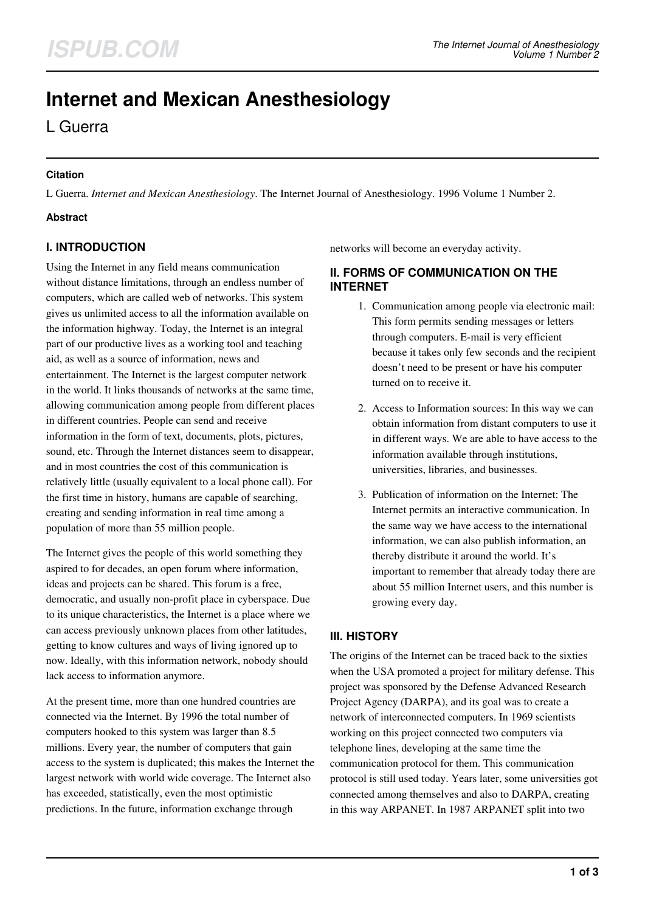# Internet and Mexican Anesthesiology

L Guerra

#### Citation

L Guerra. *Internet and Mexican Anesthesiology*. The Internet Journal of Anesthesiology. 1996 Volume 1 Number 2.

#### Abstract

## I. INTRODUCTION

Using the Internet in any field means communication without distance limitations, through an endless number of computers, which are called web of networks. This system gives us unlimited access to all the information available on the information highway. Today, the Internet is an integral part of our productive lives as a working tool and teaching aid, as well as a source of information, news and entertainment. The Internet is the largest computer network in the world. It links thousands of networks at the same time, allowing communication among people from different places in different countries. People can send and receive information in the form of text, documents, plots, pictures, sound, etc. Through the Internet distances seem to disappear, and in most countries the cost of this communication is relatively little (usually equivalent to a local phone call). For the first time in history, humans are capable of searching, creating and sending information in real time among a population of more than 55 million people.

The Internet gives the people of this world something they aspired to for decades, an open forum where information, ideas and projects can be shared. This forum is a free, democratic, and usually non-profit place in cyberspace. Due to its unique characteristics, the Internet is a place where we can access previously unknown places from other latitudes, getting to know cultures and ways of living ignored up to now. Ideally, with this information network, nobody should lack access to information anymore.

At the present time, more than one hundred countries are connected via the Internet. By 1996 the total number of computers hooked to this system was larger than 8.5 millions. Every year, the number of computers that gain access to the system is duplicated; this makes the Internet the largest network with world wide coverage. The Internet also has exceeded, statistically, even the most optimistic predictions. In the future, information exchange through networks will become an everyday activity.

## II. FORMS OF COMMUNICATION ON THE INTERNET

1. Communication among people via electronic mail: This form permits sending messages or letters through computers. E-mail is very efficient because it takes only few seconds and the recipient doesn't need to be present or have his computer turned on to receive it.

2. Access to Information sources: In this way we can obtain information from distant computers to use it in different ways. We are able to have access to the information available through institutions, universities, libraries, and businesses.

3. Publication of information on the Internet: The Internet permits an interactive communication. In the same way we have access to the international information, we can also publish information, an thereby distribute it around the world. It's important to remember that already today there are about 55 million Internet users, and this number is growing every day.

## III. HISTORY

The origins of the Internet can be traced back to the sixties when the USA promoted a project for military defense. This project was sponsored by the Defense Advanced Research Project Agency (DARPA), and its goal was to create a network of interconnected computers. In 1969 scientists working on this project connected two computers via telephone lines, developing at the same time the communication protocol for them. This communication protocol is still used today. Years later, some universities got connected among themselves and also to DARPA, creating in this way ARPANET. In 1987 ARPANET split into two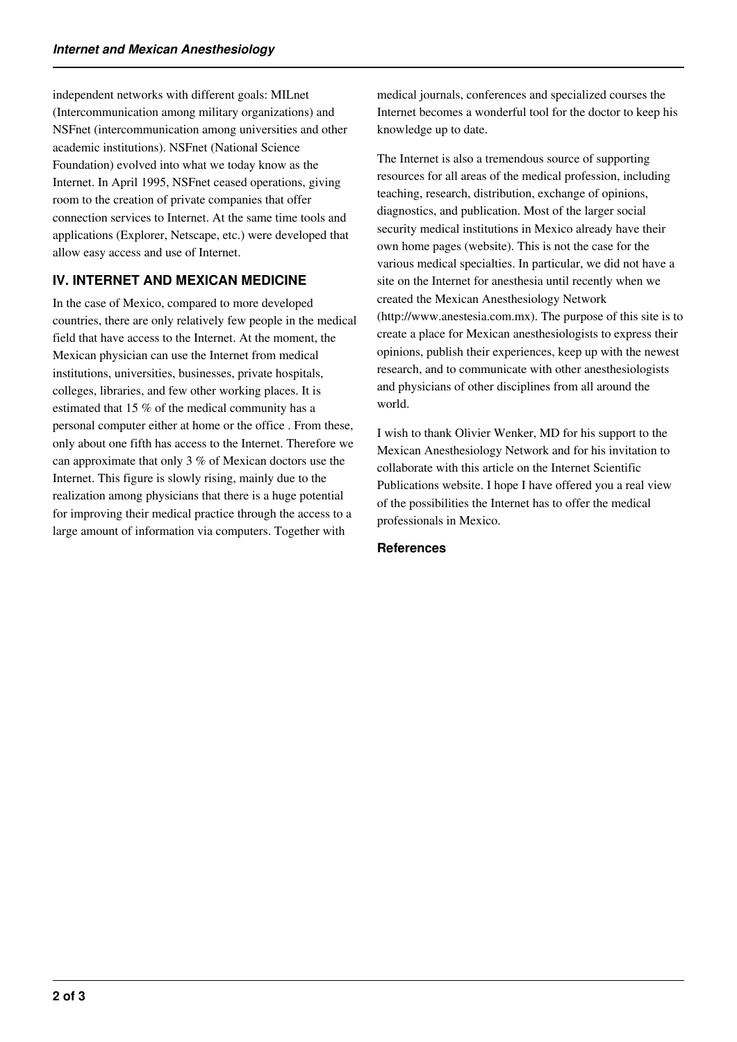independent networks with different goals: MILnet (Intercommunication among military organizations) and NSFnet (intercommunication among universities and other academic institutions). NSFnet (National Science Foundation) evolved into what we today know as the Internet. In April 1995, NSFnet ceased operations, giving room to the creation of private companies that offer connection services to Internet. At the same time tools and applications (Explorer, Netscape, etc.) were developed that allow easy access and use of Internet.

## IV. INTERNET AND MEXICAN MEDICINE

In the case of Mexico, compared to more developed countries, there are only relatively few people in the medical field that have access to the Internet. At the moment, the Mexican physician can use the Internet from medical institutions, universities, businesses, private hospitals, colleges, libraries, and few other working places. It is estimated that 15 % of the medical community has a personal computer either at home or the office . From these, only about one fifth has access to the Internet. Therefore we can approximate that only 3 % of Mexican doctors use the Internet. This figure is slowly rising, mainly due to the realization among physicians that there is a huge potential for improving their medical practice through the access to a large amount of information via computers. Together with medical journals, conferences and specialized courses the Internet becomes a wonderful tool for the doctor to keep his knowledge up to date.

The Internet is also a tremendous source of supporting resources for all areas of the medical profession, including teaching, research, distribution, exchange of opinions, diagnostics, and publication. Most of the larger social security medical institutions in Mexico already have their own home pages (website). This is not the case for the various medical specialties. In particular, we did not have a site on the Internet for anesthesia until recently when we created the Mexican Anesthesiology Network (http://www.anestesia.com.mx). The purpose of this site is to create a place for Mexican anesthesiologists to express their opinions, publish their experiences, keep up with the newest research, and to communicate with other anesthesiologists and physicians of other disciplines from all around the world.

I wish to thank Olivier Wenker, MD for his support to the Mexican Anesthesiology Network and for his invitation to collaborate with this article on the Internet Scientific Publications website. I hope I have offered you a real view of the possibilities the Internet has to offer the medical professionals in Mexico.

### References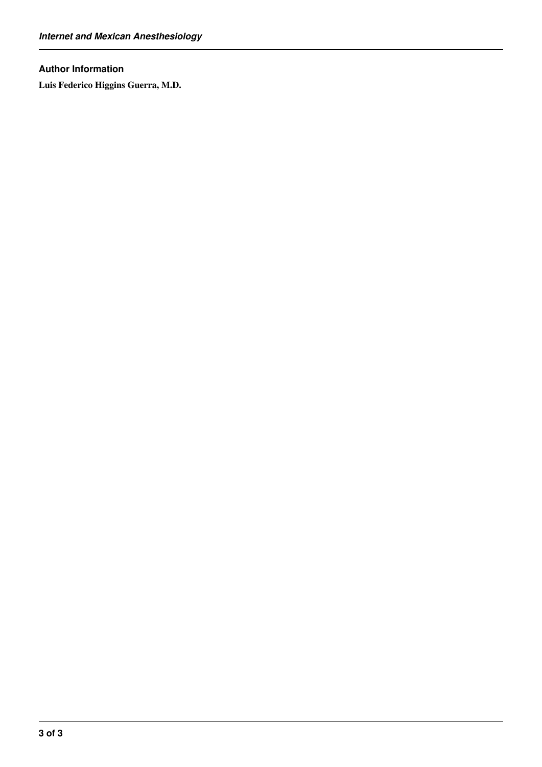### Author Information

**Luis Federico Higgins Guerra, M.D.**